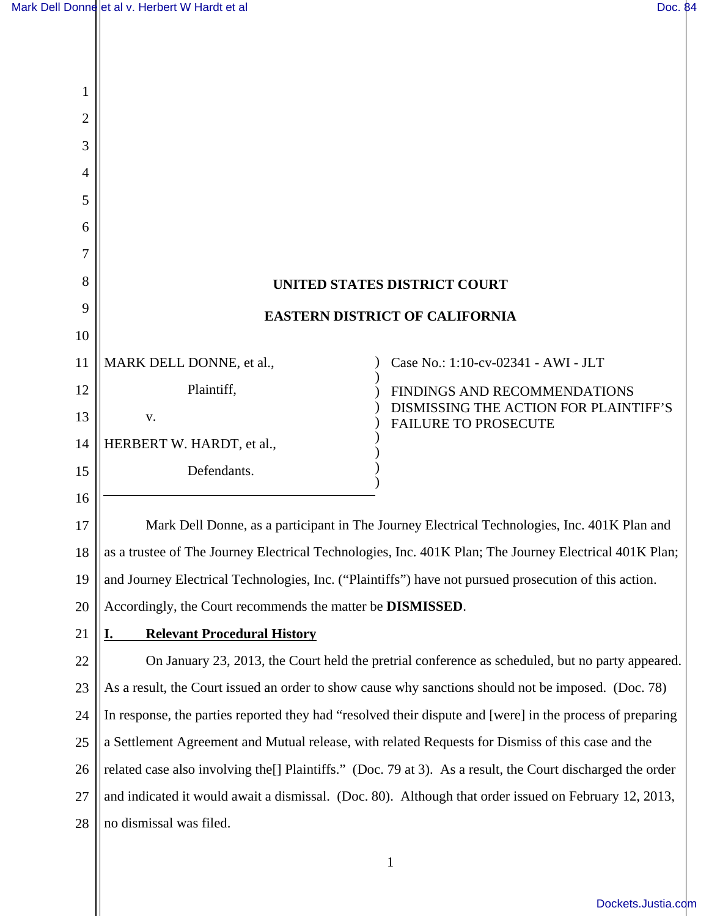**UNITED STATES DISTRICT COURT**

**EASTERN DISTRICT OF CALIFORNIA**

| | |
|---|---|
| MARK DELL DONNE, et al.,<br><br>Plaintiff,<br><br>v.<br><br>HERBERT W. HARDT, et al.,<br><br>Defendants. | Case No.: 1:10-cv-02341 - AWI - JLT<br><br>FINDINGS AND RECOMMENDATIONS DISMISSING THE ACTION FOR PLAINTIFF'S FAILURE TO PROSECUTE |

Mark Dell Donne, as a participant in The Journey Electrical Technologies, Inc. 401K Plan and as a trustee of The Journey Electrical Technologies, Inc. 401K Plan; The Journey Electrical 401K Plan; and Journey Electrical Technologies, Inc. ("Plaintiffs") have not pursued prosecution of this action. Accordingly, the Court recommends the matter be **DISMISSED**.

## I. Relevant Procedural History

On January 23, 2013, the Court held the pretrial conference as scheduled, but no party appeared. As a result, the Court issued an order to show cause why sanctions should not be imposed. (Doc. 78) In response, the parties reported they had "resolved their dispute and [were] in the process of preparing a Settlement Agreement and Mutual release, with related Requests for Dismiss of this case and the related case also involving the[] Plaintiffs." (Doc. 79 at 3). As a result, the Court discharged the order and indicated it would await a dismissal. (Doc. 80). Although that order issued on February 12, 2013, no dismissal was filed.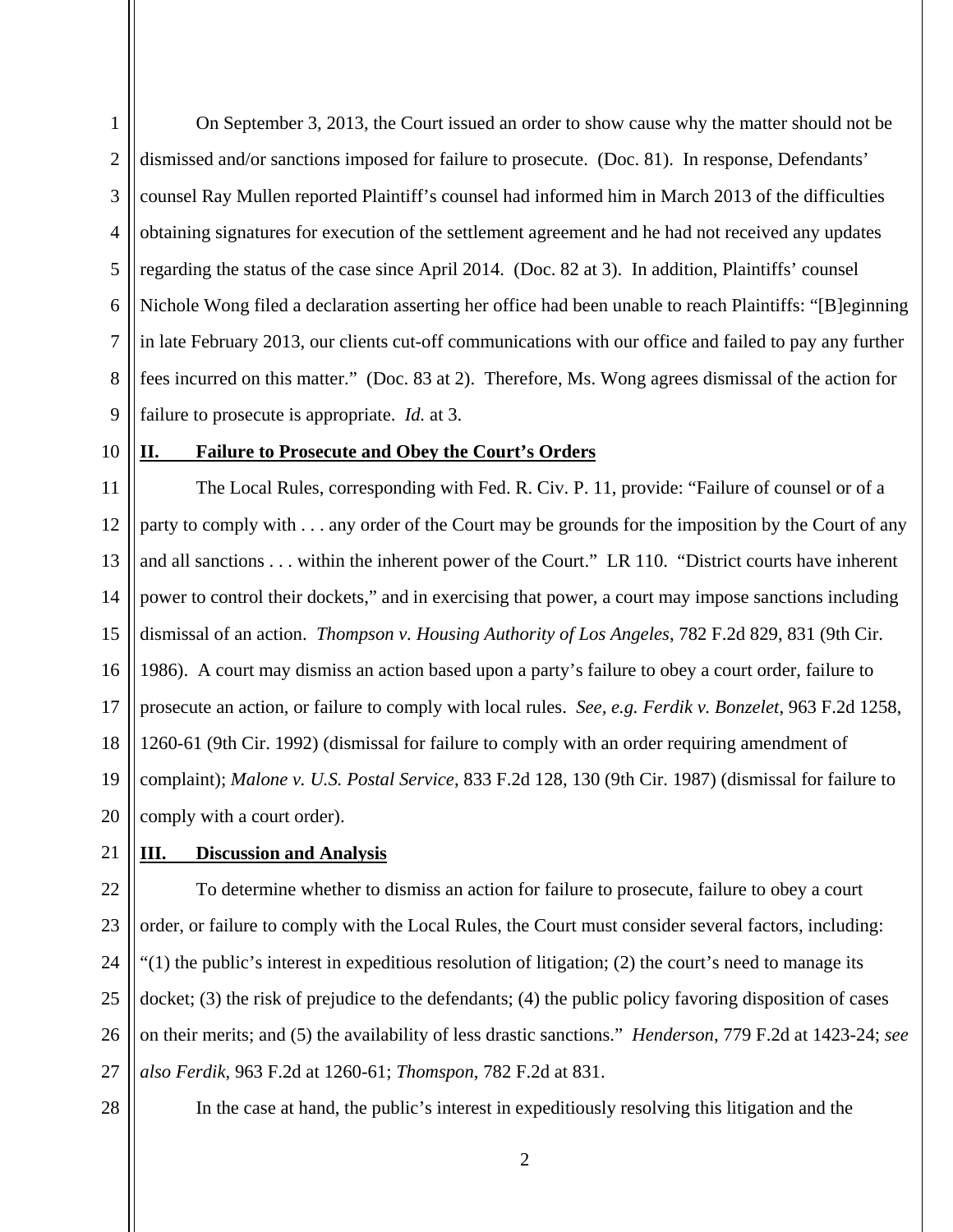On September 3, 2013, the Court issued an order to show cause why the matter should not be dismissed and/or sanctions imposed for failure to prosecute. (Doc. 81). In response, Defendants' counsel Ray Mullen reported Plaintiff's counsel had informed him in March 2013 of the difficulties obtaining signatures for execution of the settlement agreement and he had not received any updates regarding the status of the case since April 2014. (Doc. 82 at 3). In addition, Plaintiffs' counsel Nichole Wong filed a declaration asserting her office had been unable to reach Plaintiffs: "[B]eginning in late February 2013, our clients cut-off communications with our office and failed to pay any further fees incurred on this matter." (Doc. 83 at 2). Therefore, Ms. Wong agrees dismissal of the action for failure to prosecute is appropriate. *Id.* at 3.

## II. Failure to Prosecute and Obey the Court's Orders

The Local Rules, corresponding with Fed. R. Civ. P. 11, provide: "Failure of counsel or of a party to comply with . . . any order of the Court may be grounds for the imposition by the Court of any and all sanctions . . . within the inherent power of the Court." LR 110. "District courts have inherent power to control their dockets," and in exercising that power, a court may impose sanctions including dismissal of an action. *Thompson v. Housing Authority of Los Angeles*, 782 F.2d 829, 831 (9th Cir. 1986). A court may dismiss an action based upon a party's failure to obey a court order, failure to prosecute an action, or failure to comply with local rules. *See, e.g. Ferdik v. Bonzelet*, 963 F.2d 1258, 1260-61 (9th Cir. 1992) (dismissal for failure to comply with an order requiring amendment of complaint); *Malone v. U.S. Postal Service*, 833 F.2d 128, 130 (9th Cir. 1987) (dismissal for failure to comply with a court order).

## III. Discussion and Analysis

To determine whether to dismiss an action for failure to prosecute, failure to obey a court order, or failure to comply with the Local Rules, the Court must consider several factors, including: "(1) the public's interest in expeditious resolution of litigation; (2) the court's need to manage its docket; (3) the risk of prejudice to the defendants; (4) the public policy favoring disposition of cases on their merits; and (5) the availability of less drastic sanctions." *Henderson*, 779 F.2d at 1423-24; *see also Ferdik*, 963 F.2d at 1260-61; *Thomspon*, 782 F.2d at 831.

In the case at hand, the public's interest in expeditiously resolving this litigation and the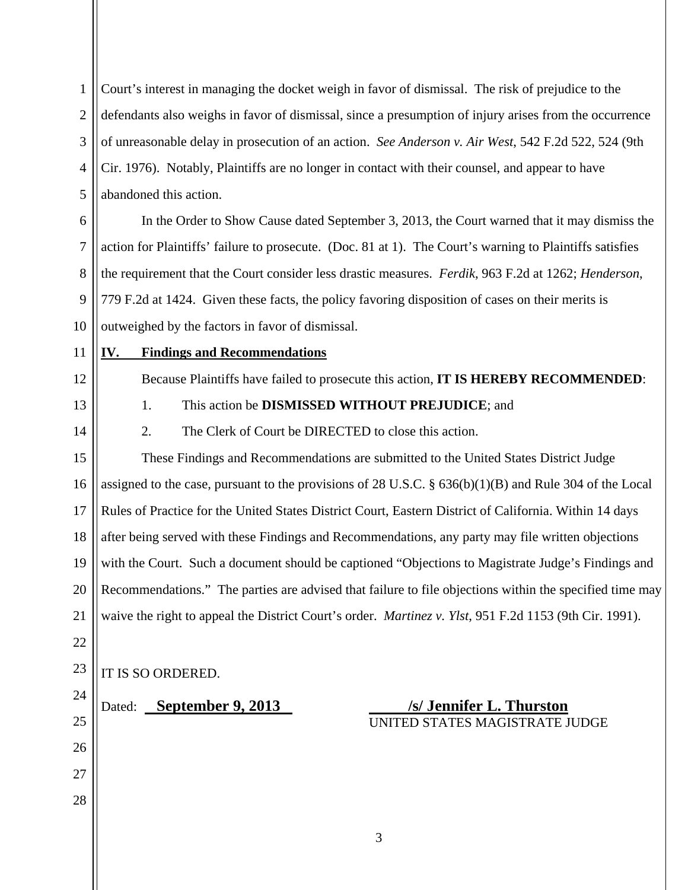Court's interest in managing the docket weigh in favor of dismissal. The risk of prejudice to the defendants also weighs in favor of dismissal, since a presumption of injury arises from the occurrence of unreasonable delay in prosecution of an action. *See Anderson v. Air West*, 542 F.2d 522, 524 (9th Cir. 1976). Notably, Plaintiffs are no longer in contact with their counsel, and appear to have abandoned this action.

In the Order to Show Cause dated September 3, 2013, the Court warned that it may dismiss the action for Plaintiffs' failure to prosecute. (Doc. 81 at 1). The Court's warning to Plaintiffs satisfies the requirement that the Court consider less drastic measures. *Ferdik*, 963 F.2d at 1262; *Henderson*, 779 F.2d at 1424. Given these facts, the policy favoring disposition of cases on their merits is outweighed by the factors in favor of dismissal.

## IV. Findings and Recommendations

Because Plaintiffs have failed to prosecute this action, **IT IS HEREBY RECOMMENDED**:

1. This action be **DISMISSED WITHOUT PREJUDICE**; and
2. The Clerk of Court be DIRECTED to close this action.

These Findings and Recommendations are submitted to the United States District Judge assigned to the case, pursuant to the provisions of 28 U.S.C. § 636(b)(1)(B) and Rule 304 of the Local Rules of Practice for the United States District Court, Eastern District of California. Within 14 days after being served with these Findings and Recommendations, any party may file written objections with the Court. Such a document should be captioned "Objections to Magistrate Judge's Findings and Recommendations." The parties are advised that failure to file objections within the specified time may waive the right to appeal the District Court's order. *Martinez v. Ylst*, 951 F.2d 1153 (9th Cir. 1991).

IT IS SO ORDERED.

Dated: **September 9, 2013**

**/s/ Jennifer L. Thurston**
UNITED STATES MAGISTRATE JUDGE